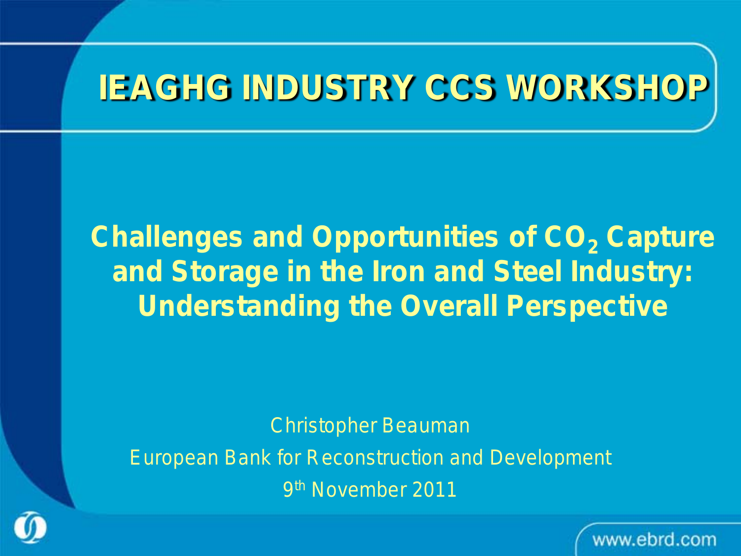# IEAGHG INDUSTRY CCS WORKSHOP

## Challenges and Opportunities of $CO_2$ Capture and Storage in the Iron and Steel Industry: Understanding the Overall Perspective

Christopher Beauman

European Bank for Reconstruction and Development

9th November 2011

www.ebrd.com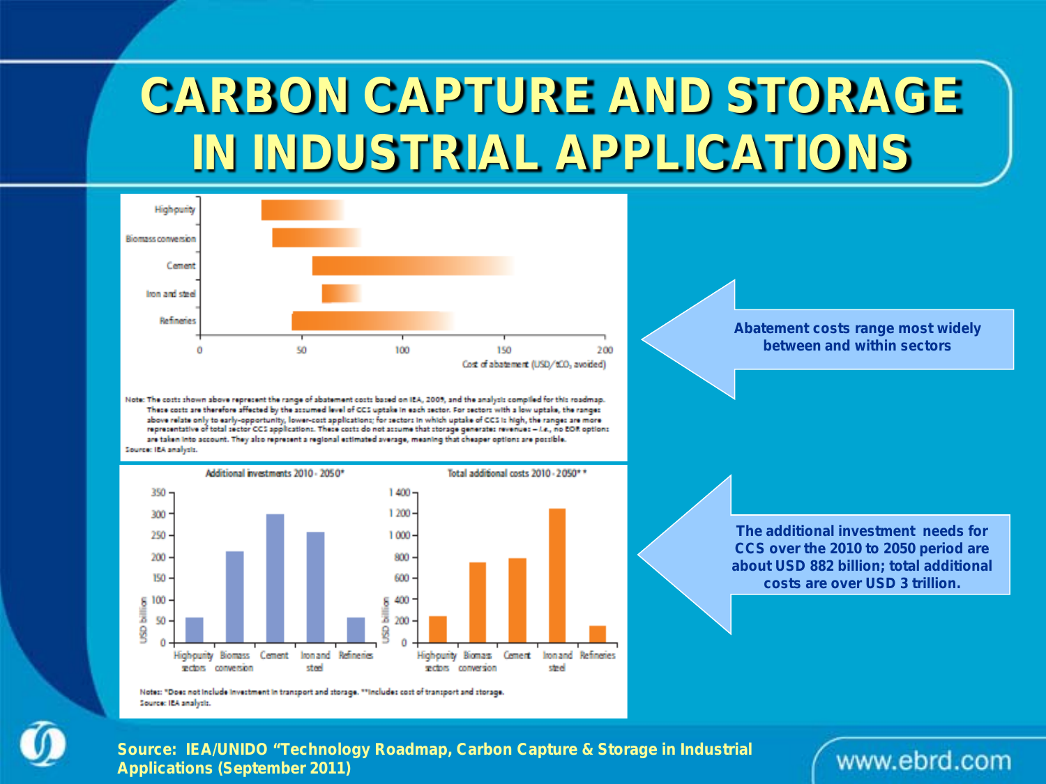# CARBON CAPTURE AND STORAGE IN INDUSTRIAL APPLICATIONS

High purity

Biomass conversion

Cement

Iron and steel

Refineries

0 50 100 150 200

Cost of abatement (USD/t$CO_2$ avoided)

Note: The costs shown above represent the range of abatement costs based on IEA, 2009, and the analysis compiled for this roadmap. These costs are therefore affected by the assumed level of CCS uptake in each sector. For sectors with a low uptake, the ranges above relate only to early-opportunity, lower-cost applications; for sectors in which uptake of CCS is high, the ranges are more representative of total sector CCS applications. These costs do not assume that storage generates revenues – i.e., no EOR options are taken into account. They also represent a regional estimated average, meaning that cheaper options are possible.
Source: IEA analysis.

**Abatement costs range most widely between and within sectors**

Additional investments 2010 - 2050*

Total additional costs 2010 - 2050**

USD billion

High purity sectors | Biomass conversion | Cement | Iron and steel | Refineries

Notes: *Does not include investment in transport and storage. **Includes cost of transport and storage.
Source: IEA analysis.

**The additional investment needs for CCS over the 2010 to 2050 period are about USD 882 billion; total additional costs are over USD 3 trillion.**

**Source: IEA/UNIDO "Technology Roadmap, Carbon Capture & Storage in Industrial Applications (September 2011)**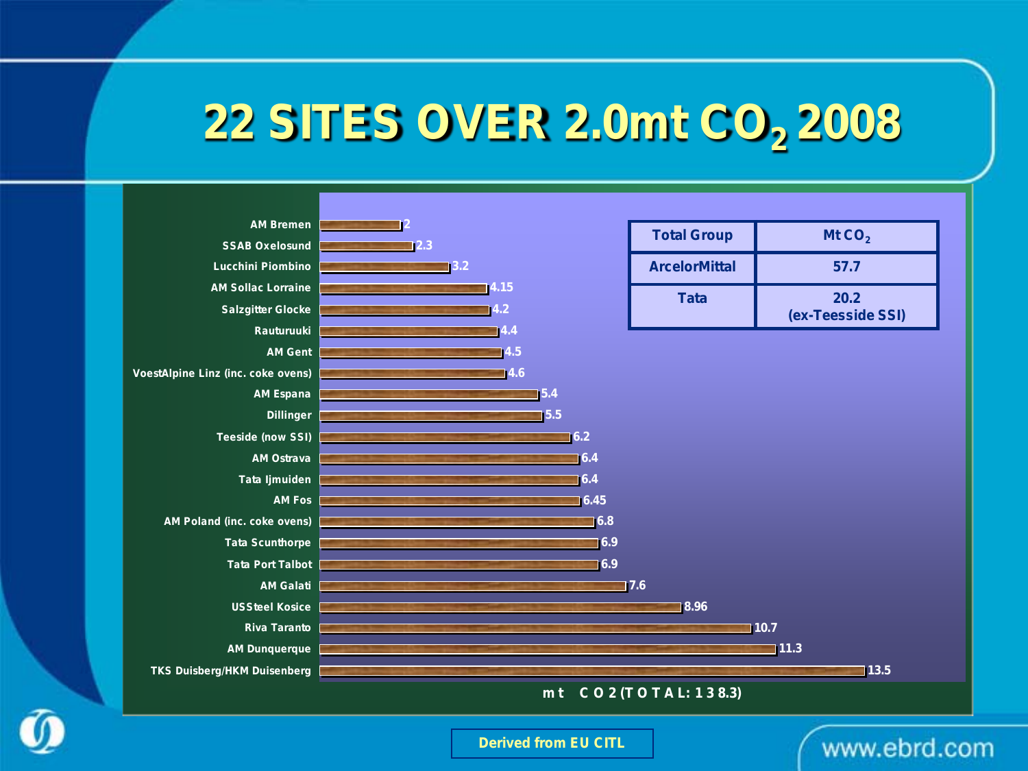# 22 SITES OVER 2.0mt $CO_2$ 2008

| Site | mt $CO_2$ |
|---|---|
| AM Bremen | 2 |
| SSAB Oxelosund | 2.3 |
| Lucchini Piombino | 3.2 |
| AM Sollac Lorraine | 4.15 |
| Salzgitter Glocke | 4.2 |
| Rauturuuki | 4.4 |
| AM Gent | 4.5 |
| VoestAlpine Linz (inc. coke ovens) | 4.6 |
| AM Espana | 5.4 |
| Dillinger | 5.5 |
| Teeside (now SSI) | 6.2 |
| AM Ostrava | 6.4 |
| Tata Ijmuiden | 6.4 |
| AM Fos | 6.45 |
| AM Poland (inc. coke ovens) | 6.8 |
| Tata Scunthorpe | 6.9 |
| Tata Port Talbot | 6.9 |
| AM Galati | 7.6 |
| USSteel Kosice | 8.96 |
| Riva Taranto | 10.7 |
| AM Dunquerque | 11.3 |
| TKS Duisberg/HKM Duisenberg | 13.5 |

mt $CO_2$ (TOTAL: 138.3)

| Total Group | Mt $CO_2$ |
|---|---|
| ArcelorMittal | 57.7 |
| Tata | 20.2 (ex-Teesside SSI) |

Derived from EU CITL

www.ebrd.com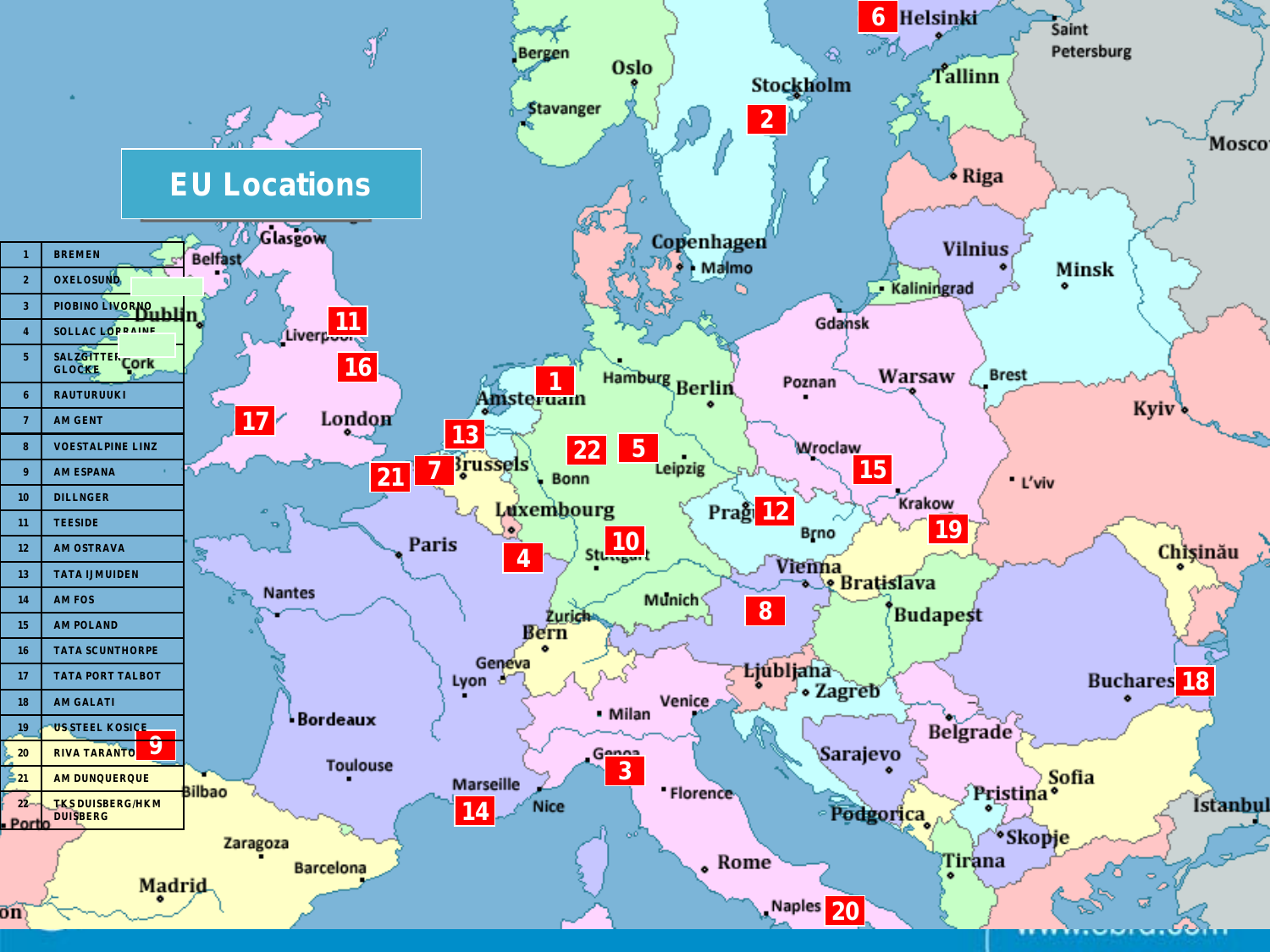# EU Locations

| | |
|---|---|
| 1 | BREMEN |
| 2 | OXELOSUND |
| 3 | PIOBINO LIVORNO |
| 4 | SOLLAC LORRAINE |
| 5 | SALZGITTER GLOCKE |
| 6 | RAUTURUUKI |
| 7 | AM GENT |
| 8 | VOESTALPINE LINZ |
| 9 | AM ESPANA |
| 10 | DILLNGER |
| 11 | TEESIDE |
| 12 | AM OSTRAVA |
| 13 | TATA IJMUIDEN |
| 14 | AM FOS |
| 15 | AM POLAND |
| 16 | TATA SCUNTHORPE |
| 17 | TATA PORT TALBOT |
| 18 | AM GALATI |
| 19 | US STEEL KOSICE |
| 20 | RIVA TARANTO |
| 21 | AM DUNQUERQUE |
| 22 | TKS DUISBERG/HKM DUISBERG |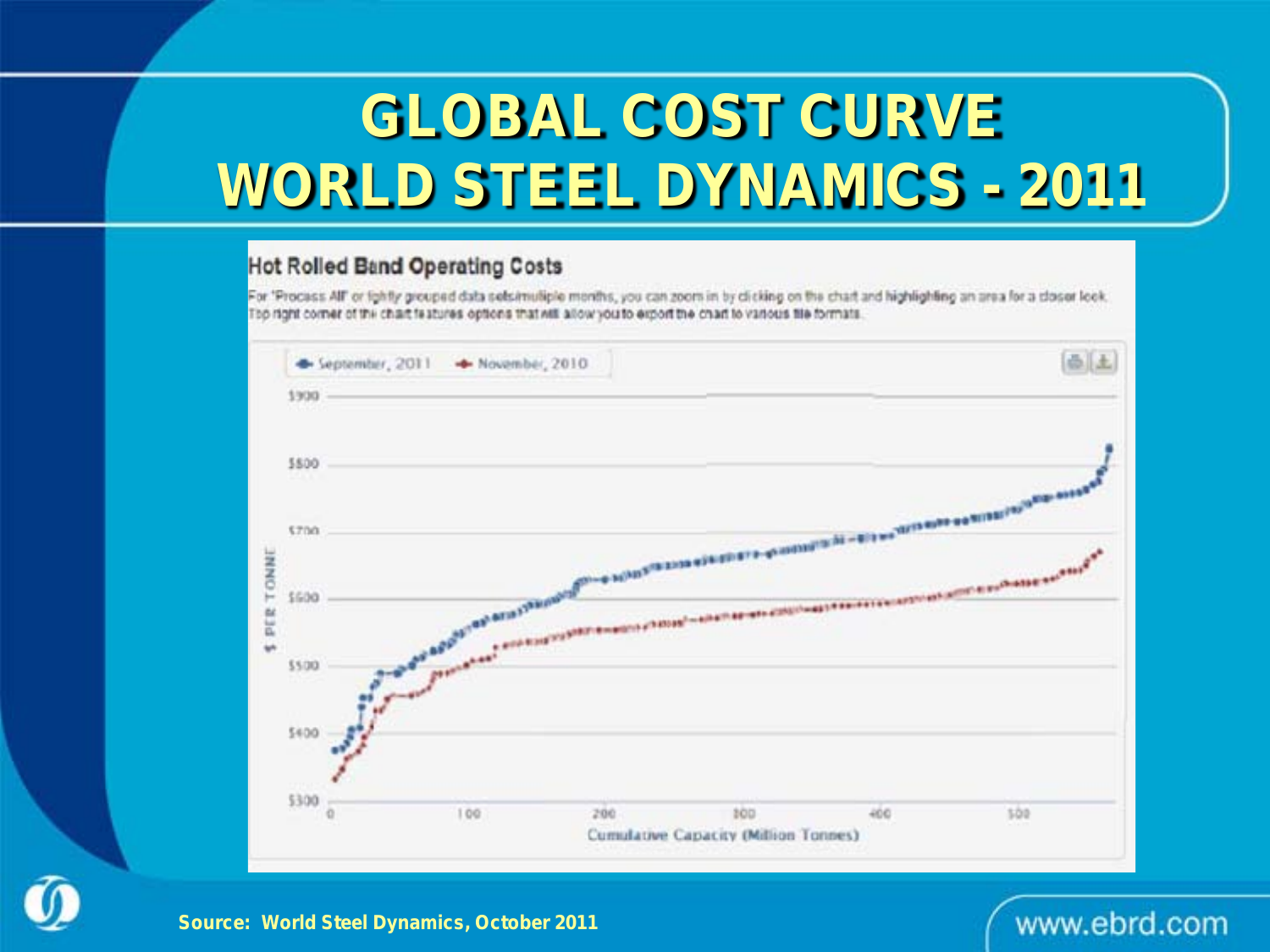# GLOBAL COST CURVE
# WORLD STEEL DYNAMICS - 2011

### Hot Rolled Band Operating Costs

For 'Process All' or tightly grouped data sets/multiple months, you can zoom in by clicking on the chart and highlighting an area for a closer look. Top right corner of the chart features options that will allow you to export the chart to various file formats.

Legend: September, 2011 — November, 2010

Y-axis: $ PER TONNE ($300, $400, $500, $600, $700, $800, $900)

X-axis: Cumulative Capacity (Million Tonnes) (0, 100, 200, 300, 400, 500)

**Source: World Steel Dynamics, October 2011**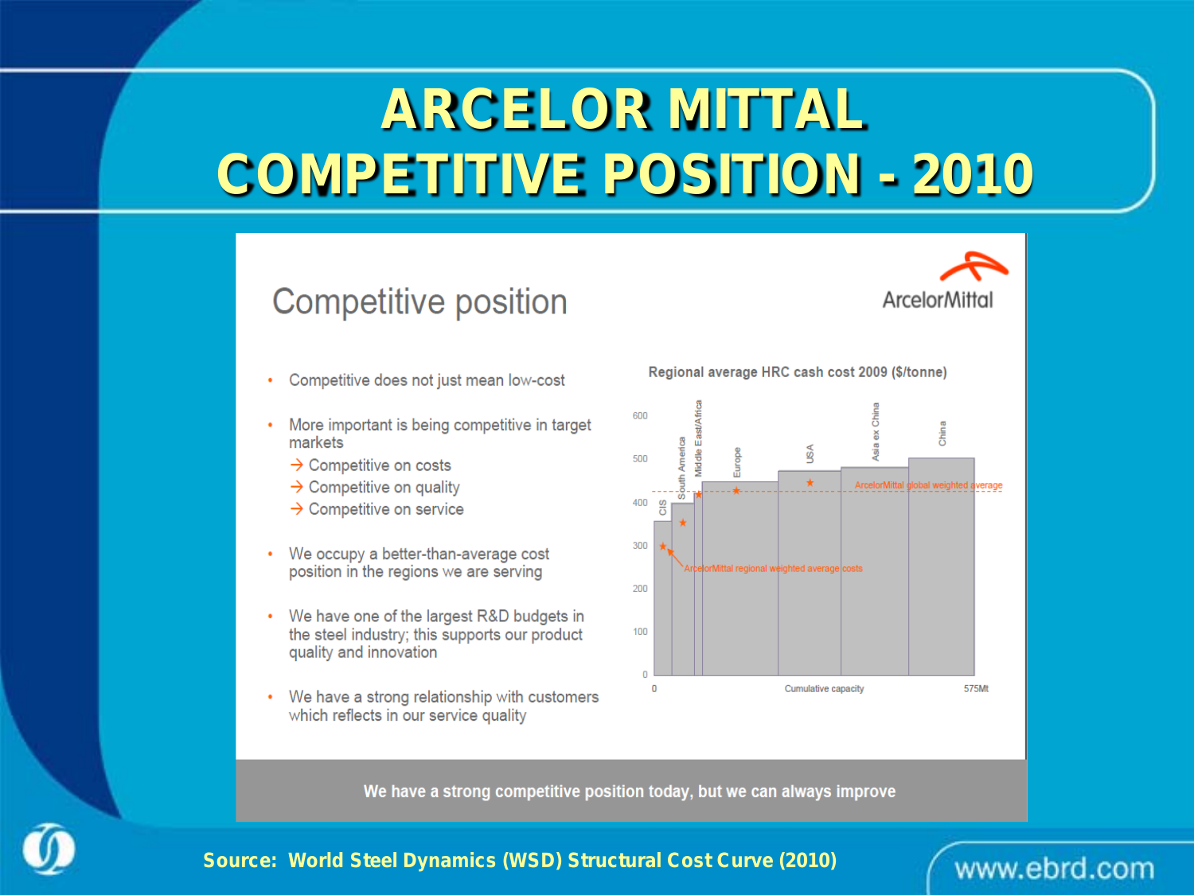# ARCELOR MITTAL COMPETITIVE POSITION - 2010

## Competitive position

ArcelorMittal

- Competitive does not just mean low-cost
- More important is being competitive in target markets
  - → Competitive on costs
  - → Competitive on quality
  - → Competitive on service
- We occupy a better-than-average cost position in the regions we are serving
- We have one of the largest R&D budgets in the steel industry; this supports our product quality and innovation
- We have a strong relationship with customers which reflects in our service quality

**Regional average HRC cash cost 2009 ($/tonne)**

Regions (left to right along cumulative capacity, 0 to 575Mt): CIS, South America, Middle East/Africa, Europe, USA, Asia ex China, China

Y-axis: 0, 100, 200, 300, 400, 500, 600

X-axis: Cumulative capacity

ArcelorMittal global weighted average

ArcelorMittal regional weighted average costs

**We have a strong competitive position today, but we can always improve**

**Source: World Steel Dynamics (WSD) Structural Cost Curve (2010)**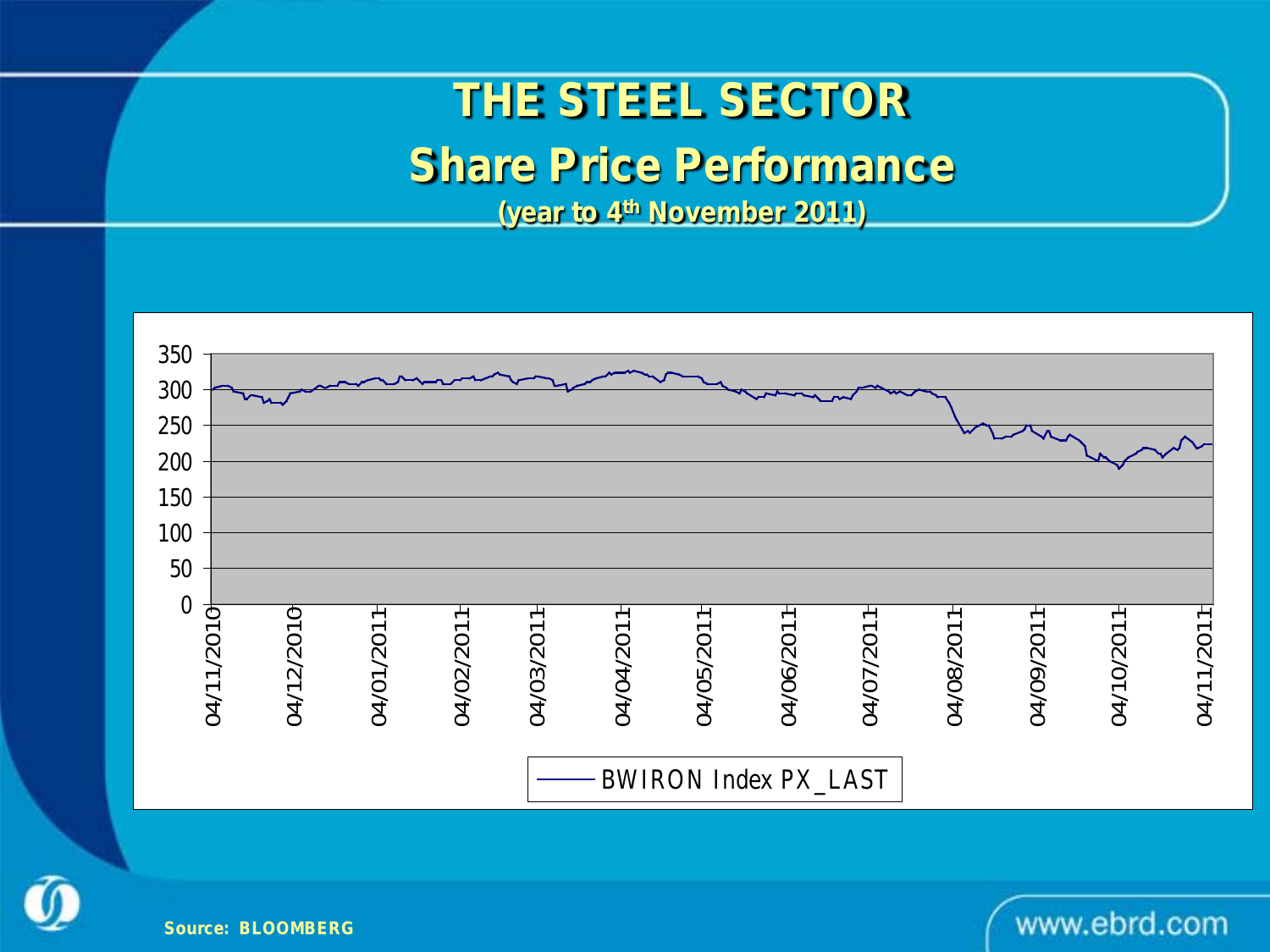# THE STEEL SECTOR

## Share Price Performance

**(year to 4th November 2011)**

BWIRON Index PX_LAST

Source: BLOOMBERG

www.ebrd.com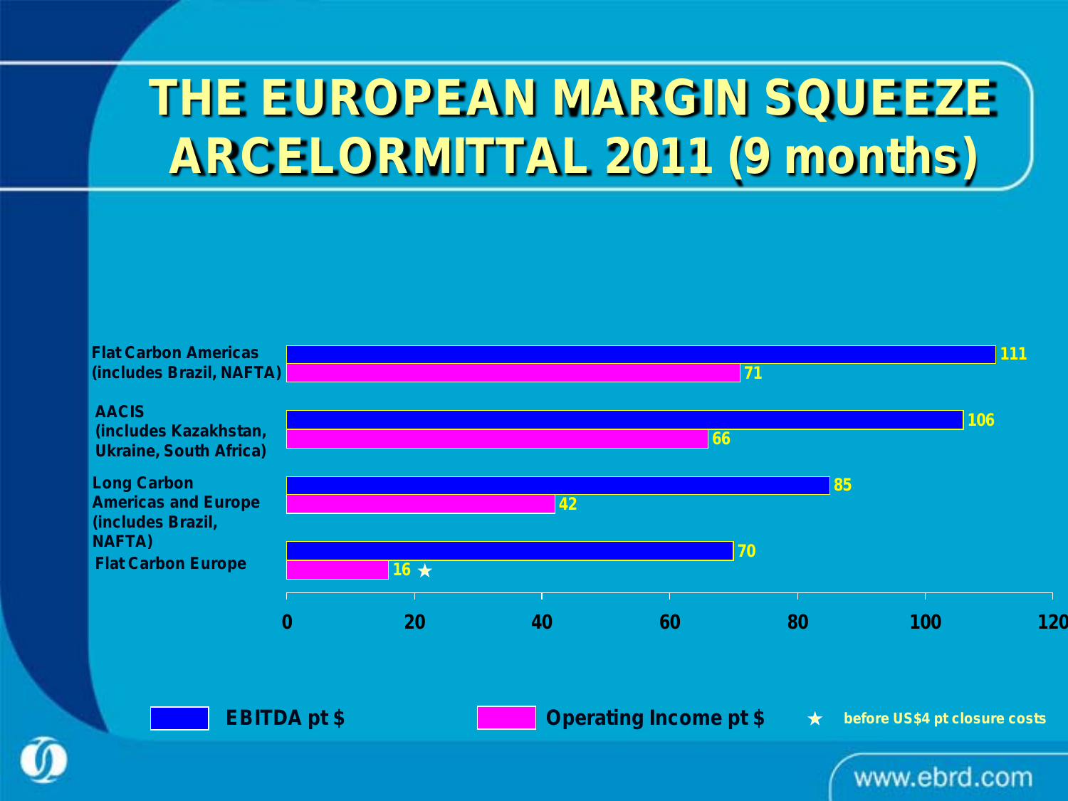# THE EUROPEAN MARGIN SQUEEZE ARCELORMITTAL 2011 (9 months)

| Segment | EBITDA pt $ | Operating Income pt $ |
|---|---|---|
| Flat Carbon Americas (includes Brazil, NAFTA) | 111 | 71 |
| AACIS (includes Kazakhstan, Ukraine, South Africa) | 106 | 66 |
| Long Carbon Americas and Europe (includes Brazil, NAFTA) | 85 | 42 |
| Flat Carbon Europe | 70 | 16 ★ |

★ before US$4 pt closure costs

www.ebrd.com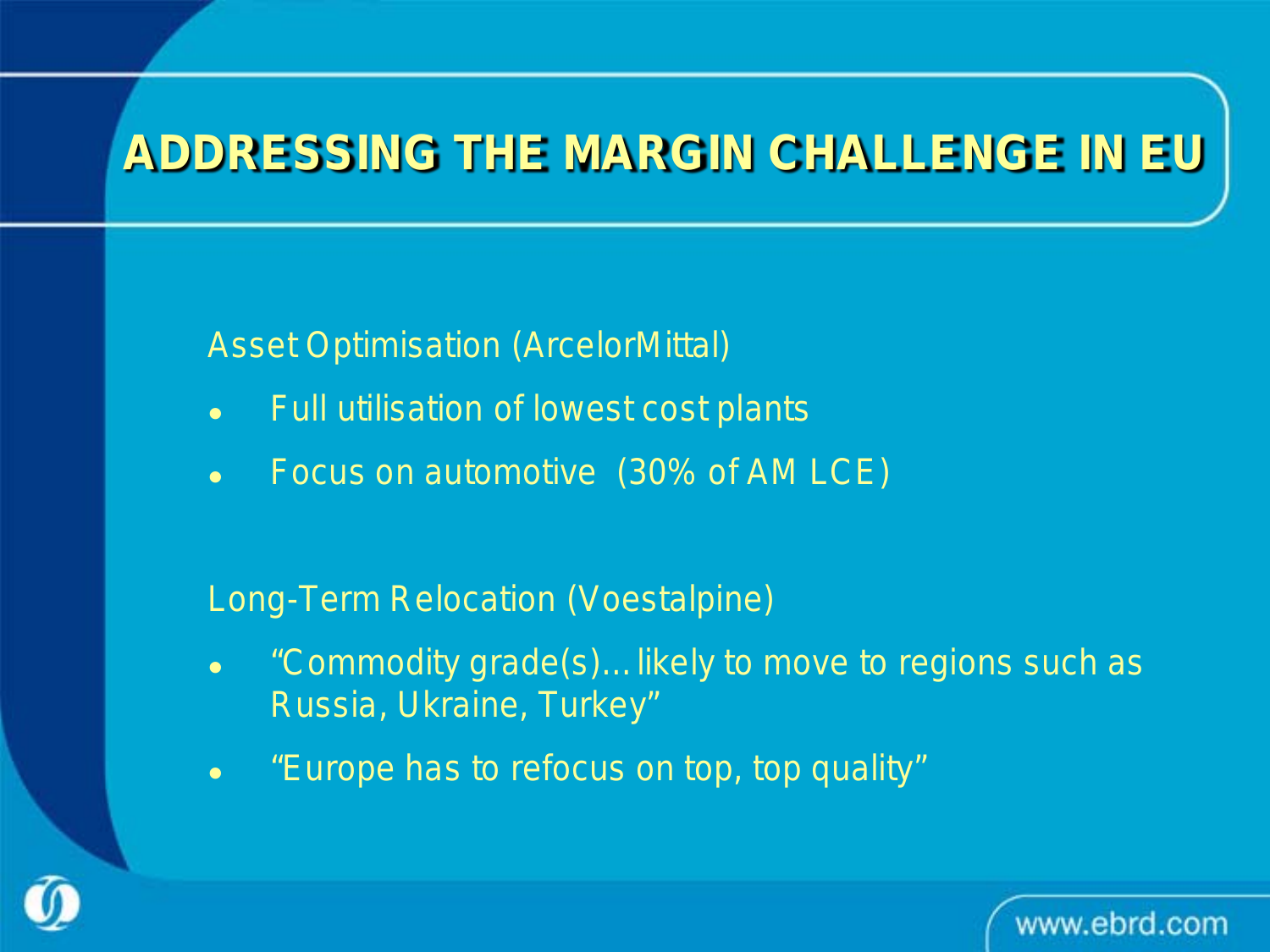# ADDRESSING THE MARGIN CHALLENGE IN EU

Asset Optimisation (ArcelorMittal)

- Full utilisation of lowest cost plants
- Focus on automotive (30% of AM LCE)

Long-Term Relocation (Voestalpine)

- "Commodity grade(s)… likely to move to regions such as Russia, Ukraine, Turkey"
- "Europe has to refocus on top, top quality"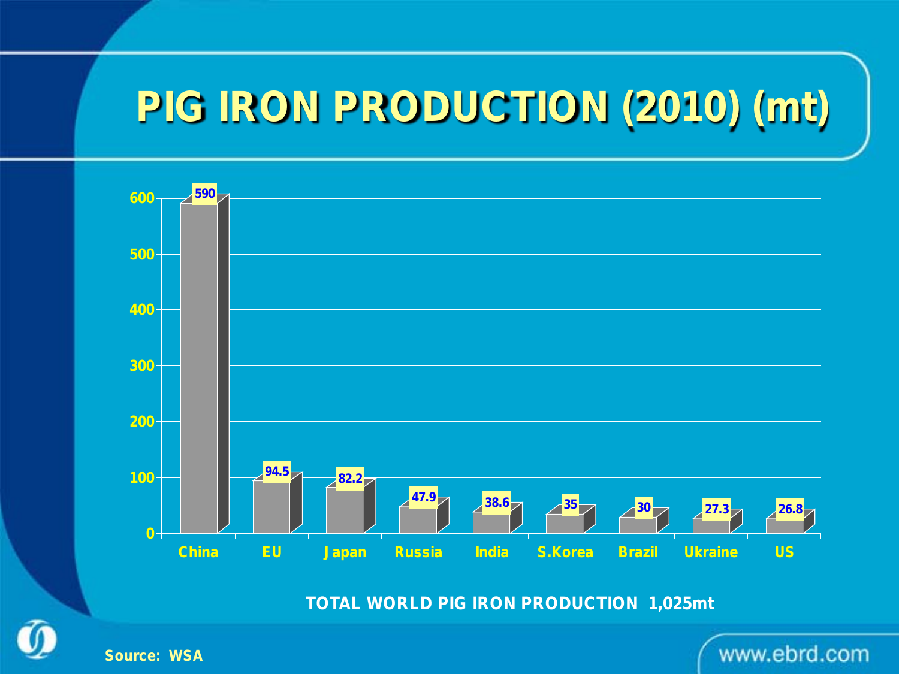# PIG IRON PRODUCTION (2010) (mt)

| Country | Production (mt) |
|---|---|
| China | 590 |
| EU | 94.5 |
| Japan | 82.2 |
| Russia | 47.9 |
| India | 38.6 |
| S.Korea | 35 |
| Brazil | 30 |
| Ukraine | 27.3 |
| US | 26.8 |

**TOTAL WORLD PIG IRON PRODUCTION 1,025mt**

Source: WSA

www.ebrd.com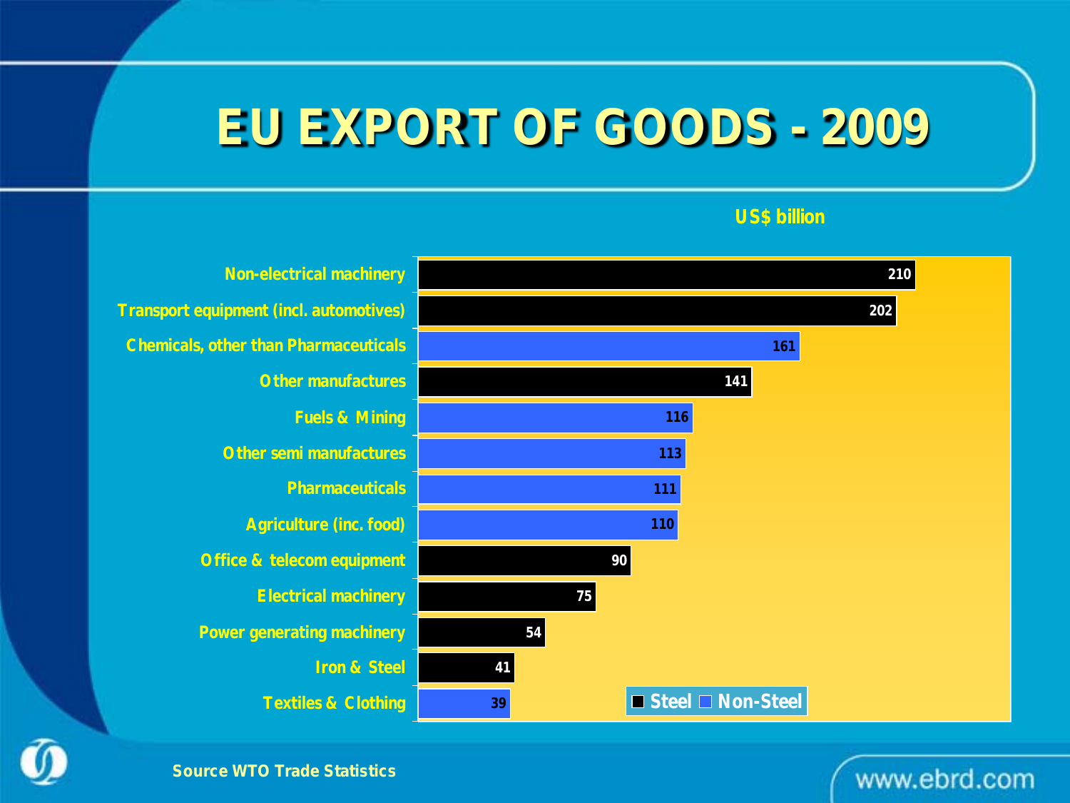# EU EXPORT OF GOODS - 2009

US$ billion

| Category | Value (US$ billion) | Type |
|---|---|---|
| Non-electrical machinery | 210 | Steel |
| Transport equipment (incl. automotives) | 202 | Steel |
| Chemicals, other than Pharmaceuticals | 161 | Non-Steel |
| Other manufactures | 141 | Steel |
| Fuels & Mining | 116 | Non-Steel |
| Other semi manufactures | 113 | Non-Steel |
| Pharmaceuticals | 111 | Non-Steel |
| Agriculture (inc. food) | 110 | Non-Steel |
| Office & telecom equipment | 90 | Steel |
| Electrical machinery | 75 | Steel |
| Power generating machinery | 54 | Steel |
| Iron & Steel | 41 | Steel |
| Textiles & Clothing | 39 | Non-Steel |

Source WTO Trade Statistics

www.ebrd.com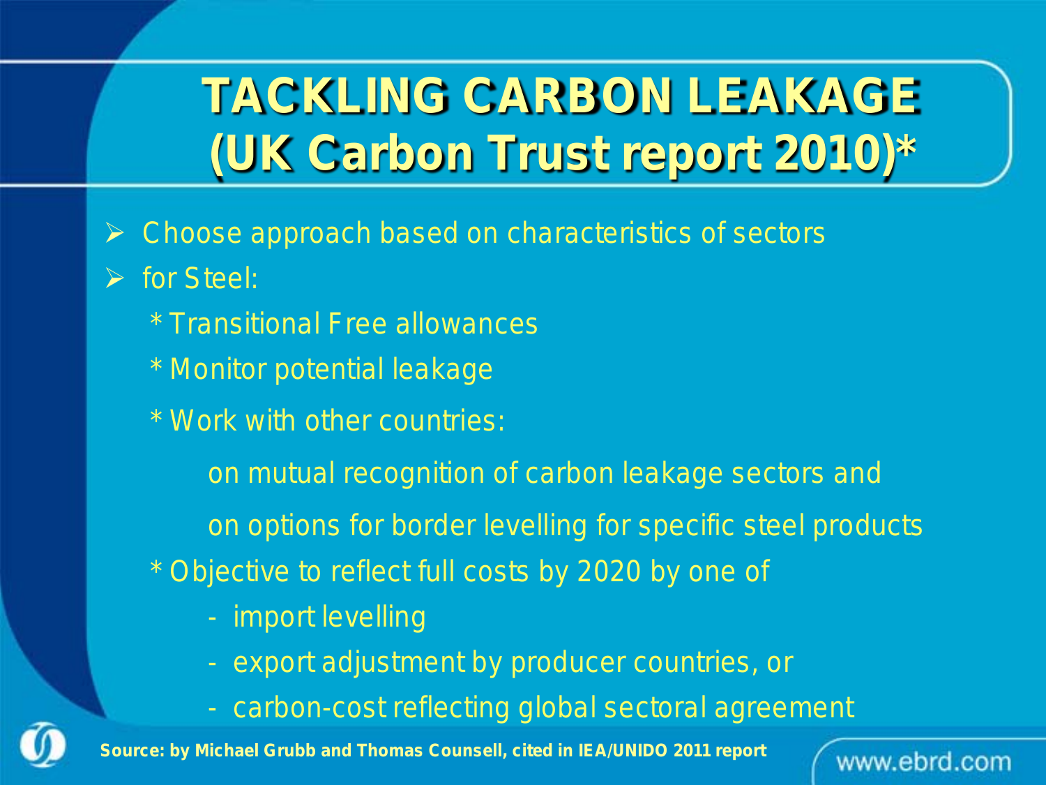# TACKLING CARBON LEAKAGE (UK Carbon Trust report 2010)*

- Choose approach based on characteristics of sectors
- for Steel:
  - * Transitional Free allowances
  - * Monitor potential leakage
  - * Work with other countries:

    on mutual recognition of carbon leakage sectors and

    on options for border levelling for specific steel products
  - * Objective to reflect full costs by 2020 by one of
    - import levelling
    - export adjustment by producer countries, or
    - carbon-cost reflecting global sectoral agreement

**Source: by Michael Grubb and Thomas Counsell, cited in IEA/UNIDO 2011 report**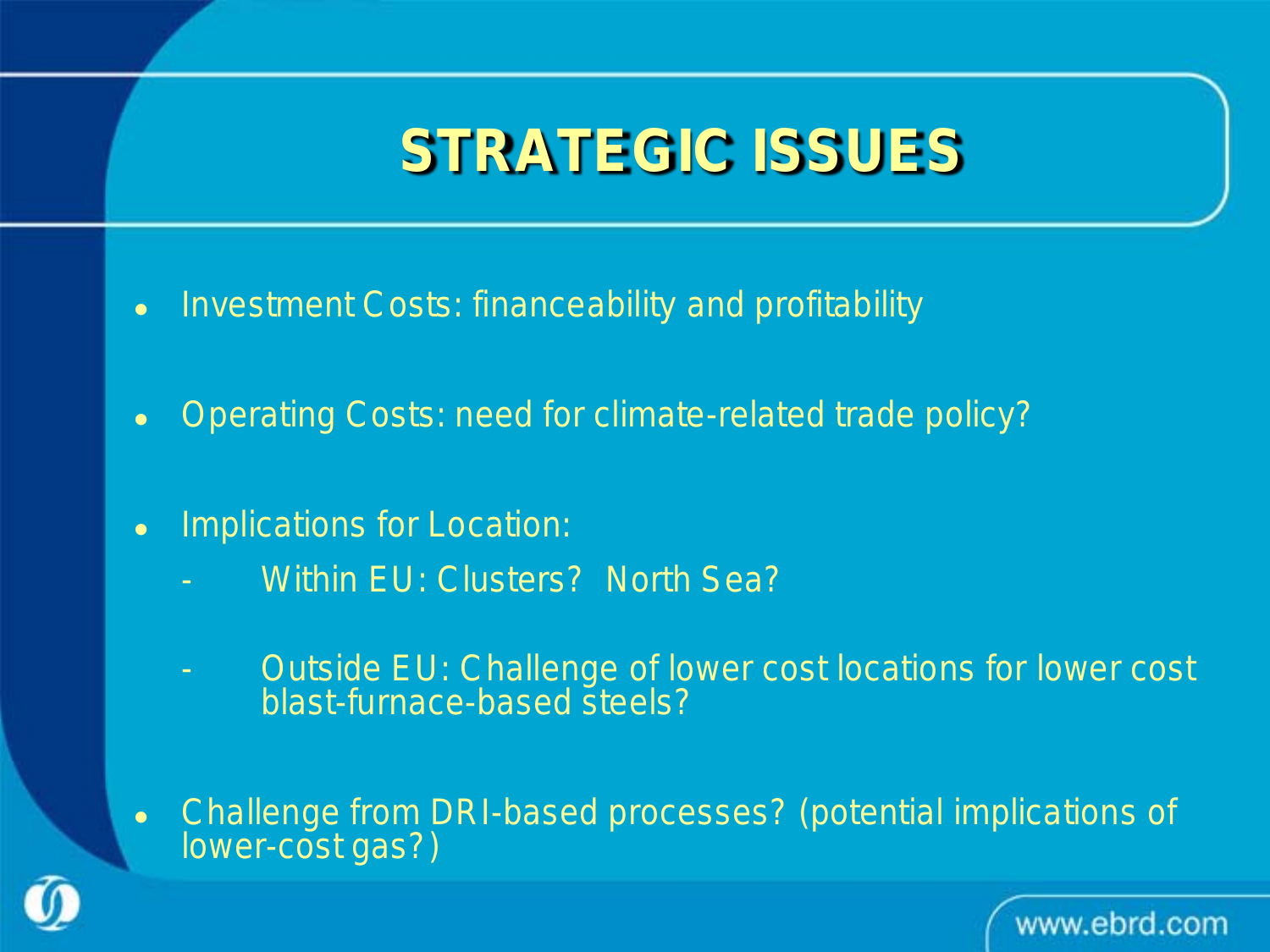# STRATEGIC ISSUES

- Investment Costs: financeability and profitability
- Operating Costs: need for climate-related trade policy?
- Implications for Location:
  - Within EU: Clusters? North Sea?
  - Outside EU: Challenge of lower cost locations for lower cost blast-furnace-based steels?
- Challenge from DRI-based processes? (potential implications of lower-cost gas?)